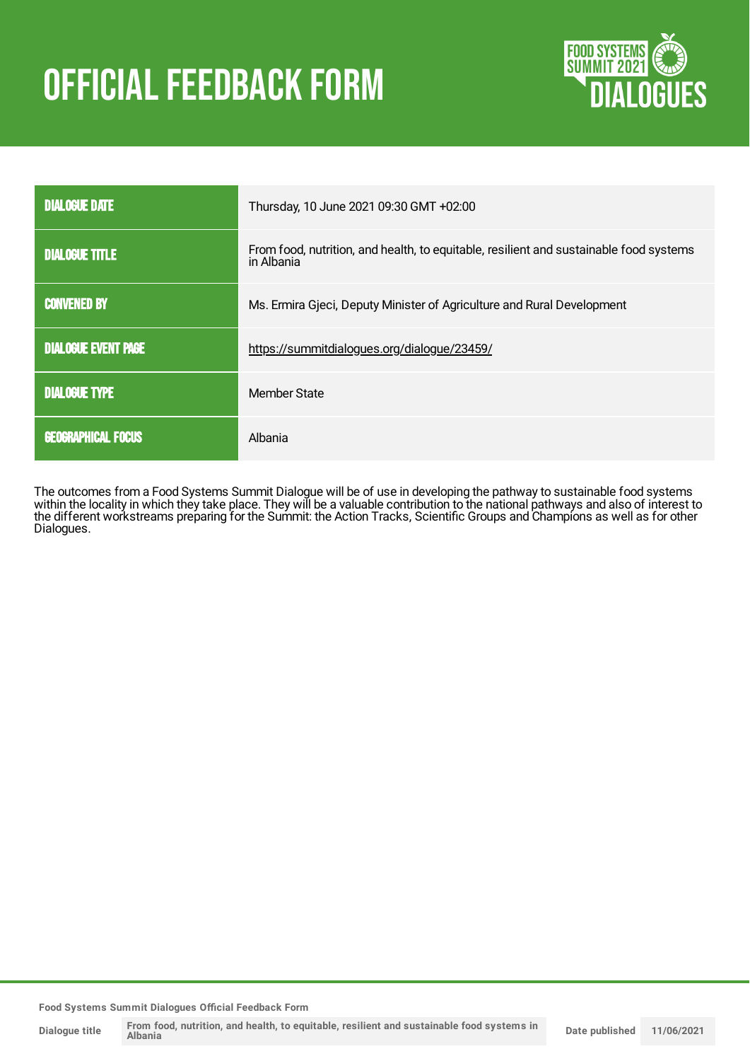# OFFICIAL FEEDBACK FORM

FOOD SYSTEMS SUMMIT 2021 DIALOGUES

| | |
|---|---|
| DIALOGUE DATE | Thursday, 10 June 2021 09:30 GMT +02:00 |
| DIALOGUE TITLE | From food, nutrition, and health, to equitable, resilient and sustainable food systems in Albania |
| CONVENED BY | Ms. Ermira Gjeci, Deputy Minister of Agriculture and Rural Development |
| DIALOGUE EVENT PAGE | https://summitdialogues.org/dialogue/23459/ |
| DIALOGUE TYPE | Member State |
| GEOGRAPHICAL FOCUS | Albania |

The outcomes from a Food Systems Summit Dialogue will be of use in developing the pathway to sustainable food systems within the locality in which they take place. They will be a valuable contribution to the national pathways and also of interest to the different workstreams preparing for the Summit: the Action Tracks, Scientific Groups and Champions as well as for other Dialogues.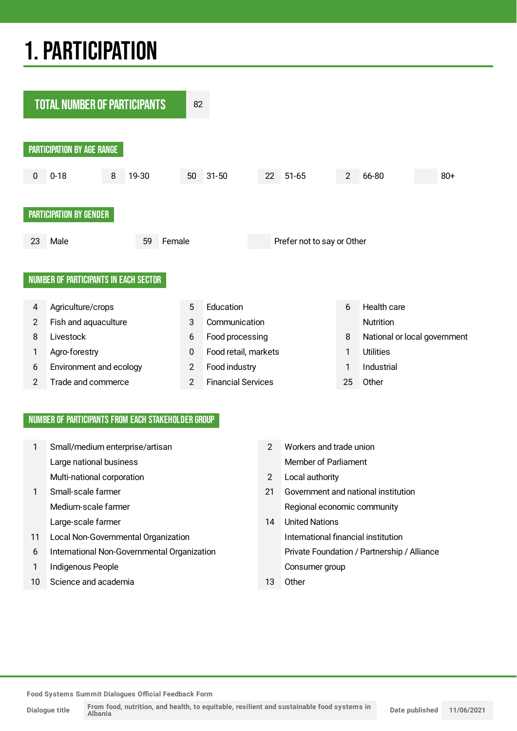# 1. PARTICIPATION

## TOTAL NUMBER OF PARTICIPANTS

82

### PARTICIPATION BY AGE RANGE

| | Age range |
|---|---|
| 0 | 0-18 |
| 8 | 19-30 |
| 50 | 31-50 |
| 22 | 51-65 |
| 2 | 66-80 |
| | 80+ |

### PARTICIPATION BY GENDER

| | Gender |
|---|---|
| 23 | Male |
| 59 | Female |
| | Prefer not to say or Other |

### NUMBER OF PARTICIPANTS IN EACH SECTOR

| | Sector |
|---|---|
| 4 | Agriculture/crops |
| 2 | Fish and aquaculture |
| 8 | Livestock |
| 1 | Agro-forestry |
| 6 | Environment and ecology |
| 2 | Trade and commerce |
| 5 | Education |
| 3 | Communication |
| 6 | Food processing |
| 0 | Food retail, markets |
| 2 | Food industry |
| 2 | Financial Services |
| 6 | Health care |
| | Nutrition |
| 8 | National or local government |
| 1 | Utilities |
| 1 | Industrial |
| 25 | Other |

### NUMBER OF PARTICIPANTS FROM EACH STAKEHOLDER GROUP

| | Stakeholder group |
|---|---|
| 1 | Small/medium enterprise/artisan |
| | Large national business |
| | Multi-national corporation |
| 1 | Small-scale farmer |
| | Medium-scale farmer |
| | Large-scale farmer |
| 11 | Local Non-Governmental Organization |
| 6 | International Non-Governmental Organization |
| 1 | Indigenous People |
| 10 | Science and academia |
| 2 | Workers and trade union |
| | Member of Parliament |
| 2 | Local authority |
| 21 | Government and national institution |
| | Regional economic community |
| 14 | United Nations |
| | International financial institution |
| | Private Foundation / Partnership / Alliance |
| | Consumer group |
| 13 | Other |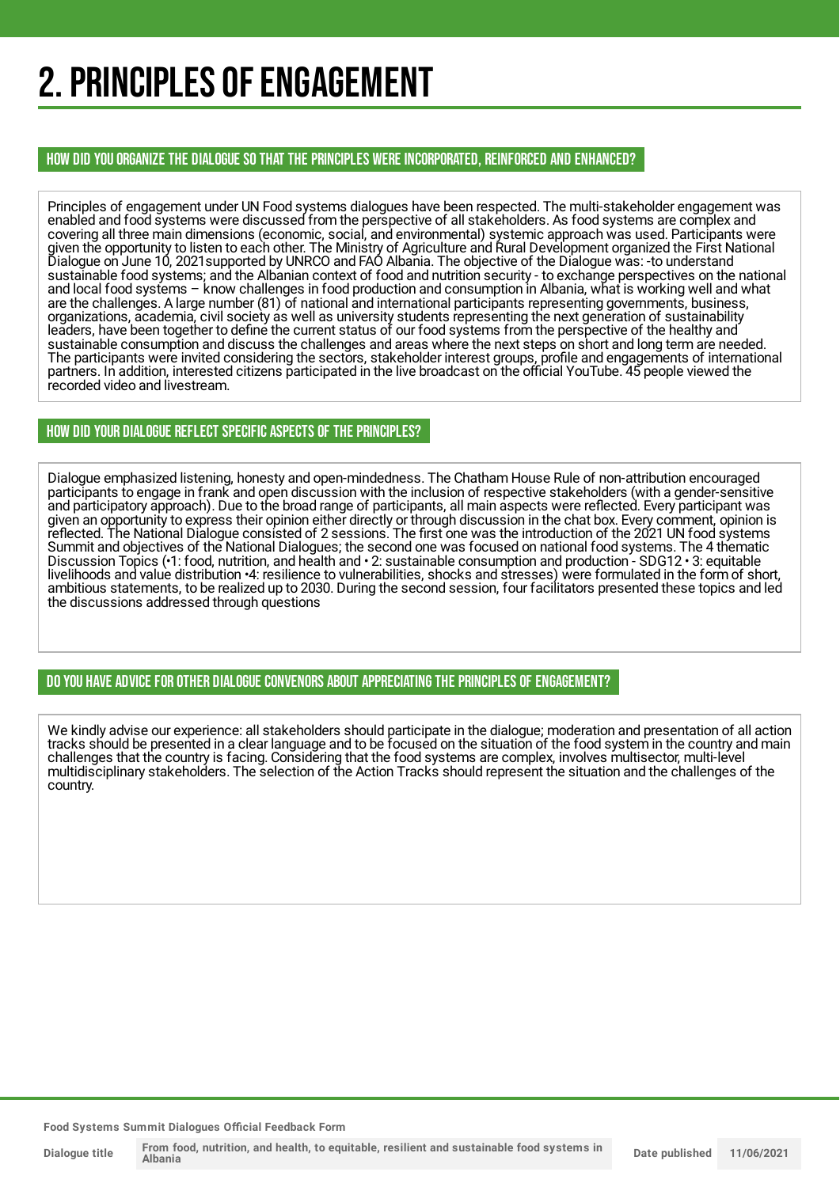# 2. PRINCIPLES OF ENGAGEMENT

## HOW DID YOU ORGANIZE THE DIALOGUE SO THAT THE PRINCIPLES WERE INCORPORATED, REINFORCED AND ENHANCED?

Principles of engagement under UN Food systems dialogues have been respected. The multi-stakeholder engagement was enabled and food systems were discussed from the perspective of all stakeholders. As food systems are complex and covering all three main dimensions (economic, social, and environmental) systemic approach was used. Participants were given the opportunity to listen to each other. The Ministry of Agriculture and Rural Development organized the First National Dialogue on June 10, 2021supported by UNRCO and FAO Albania. The objective of the Dialogue was: -to understand sustainable food systems; and the Albanian context of food and nutrition security - to exchange perspectives on the national and local food systems – know challenges in food production and consumption in Albania, what is working well and what are the challenges. A large number (81) of national and international participants representing governments, business, organizations, academia, civil society as well as university students representing the next generation of sustainability leaders, have been together to define the current status of our food systems from the perspective of the healthy and sustainable consumption and discuss the challenges and areas where the next steps on short and long term are needed. The participants were invited considering the sectors, stakeholder interest groups, profile and engagements of international partners. In addition, interested citizens participated in the live broadcast on the official YouTube. 45 people viewed the recorded video and livestream.

## HOW DID YOUR DIALOGUE REFLECT SPECIFIC ASPECTS OF THE PRINCIPLES?

Dialogue emphasized listening, honesty and open-mindedness. The Chatham House Rule of non-attribution encouraged participants to engage in frank and open discussion with the inclusion of respective stakeholders (with a gender-sensitive and participatory approach). Due to the broad range of participants, all main aspects were reflected. Every participant was given an opportunity to express their opinion either directly or through discussion in the chat box. Every comment, opinion is reflected. The National Dialogue consisted of 2 sessions. The first one was the introduction of the 2021 UN food systems Summit and objectives of the National Dialogues; the second one was focused on national food systems. The 4 thematic Discussion Topics (•1: food, nutrition, and health and • 2: sustainable consumption and production - SDG12 • 3: equitable livelihoods and value distribution •4: resilience to vulnerabilities, shocks and stresses) were formulated in the form of short, ambitious statements, to be realized up to 2030. During the second session, four facilitators presented these topics and led the discussions addressed through questions

## DO YOU HAVE ADVICE FOR OTHER DIALOGUE CONVENORS ABOUT APPRECIATING THE PRINCIPLES OF ENGAGEMENT?

We kindly advise our experience: all stakeholders should participate in the dialogue; moderation and presentation of all action tracks should be presented in a clear language and to be focused on the situation of the food system in the country and main challenges that the country is facing. Considering that the food systems are complex, involves multisector, multi-level multidisciplinary stakeholders. The selection of the Action Tracks should represent the situation and the challenges of the country.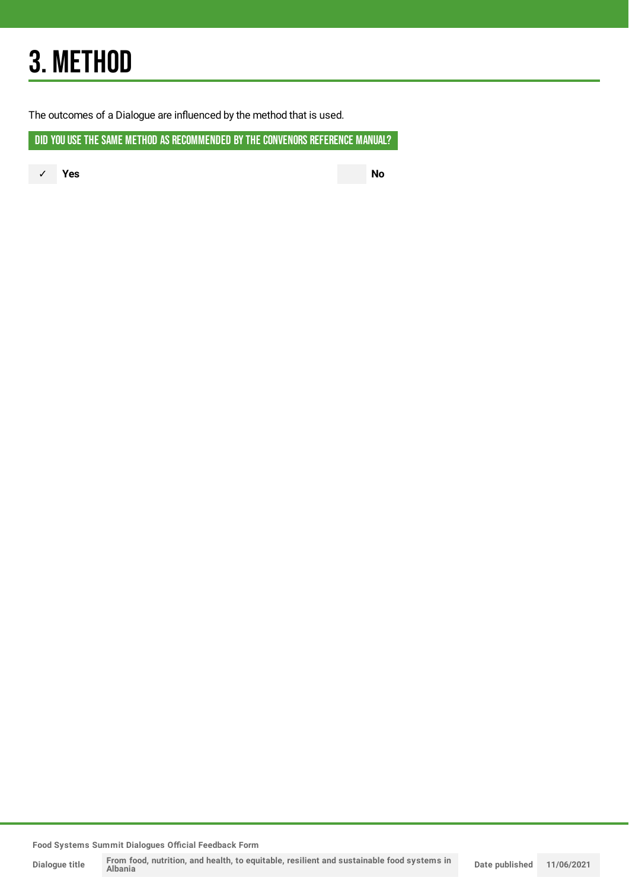# 3. METHOD

The outcomes of a Dialogue are influenced by the method that is used.

## DID YOU USE THE SAME METHOD AS RECOMMENDED BY THE CONVENORS REFERENCE MANUAL?

✓ **Yes**

**No**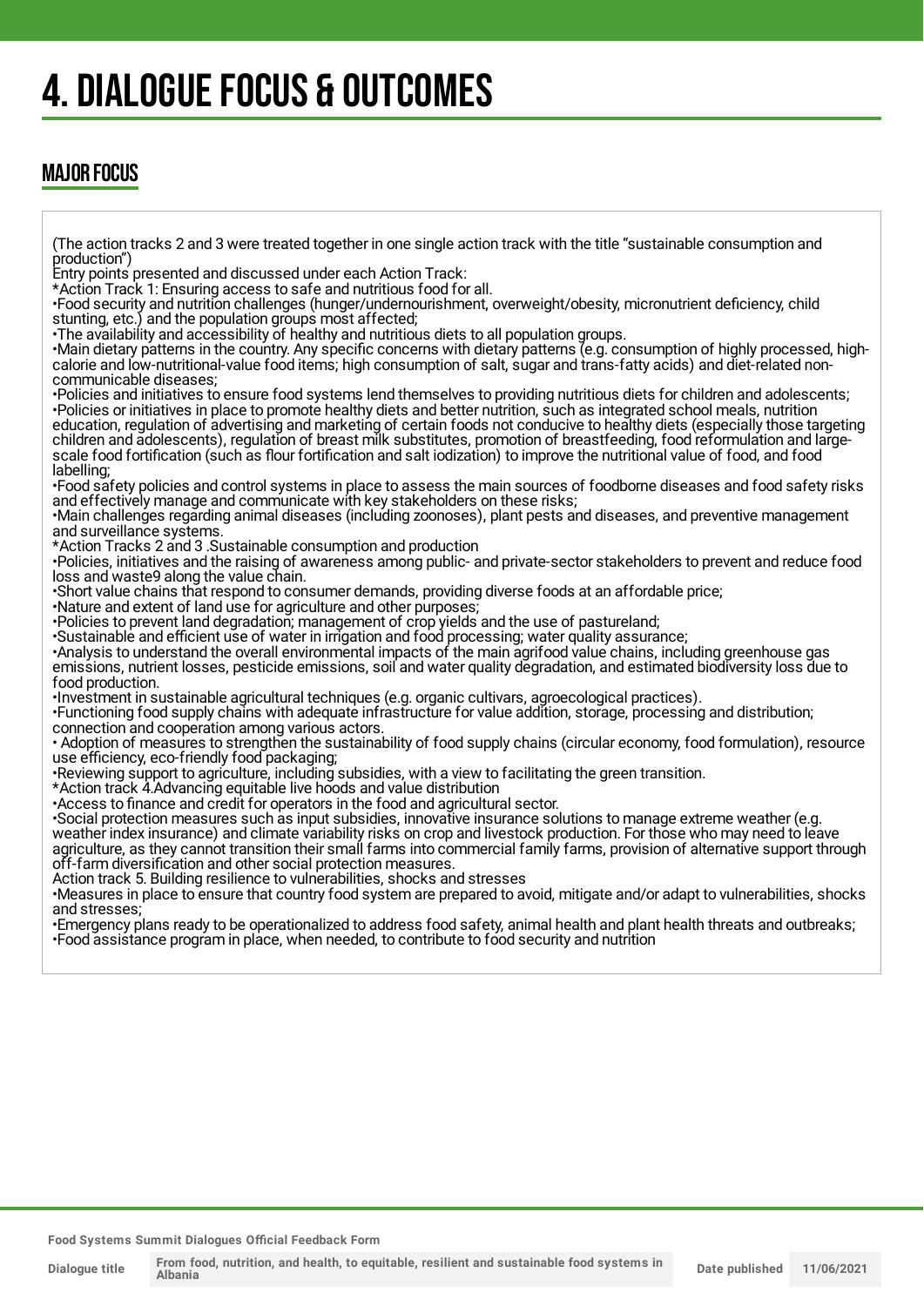# 4. DIALOGUE FOCUS & OUTCOMES

## MAJOR FOCUS

(The action tracks 2 and 3 were treated together in one single action track with the title "sustainable consumption and production")

Entry points presented and discussed under each Action Track:

*Action Track 1: Ensuring access to safe and nutritious food for all.

•Food security and nutrition challenges (hunger/undernourishment, overweight/obesity, micronutrient deficiency, child stunting, etc.) and the population groups most affected;

•The availability and accessibility of healthy and nutritious diets to all population groups.

•Main dietary patterns in the country. Any specific concerns with dietary patterns (e.g. consumption of highly processed, high-calorie and low-nutritional-value food items; high consumption of salt, sugar and trans-fatty acids) and diet-related non-communicable diseases;

•Policies and initiatives to ensure food systems lend themselves to providing nutritious diets for children and adolescents;

•Policies or initiatives in place to promote healthy diets and better nutrition, such as integrated school meals, nutrition education, regulation of advertising and marketing of certain foods not conducive to healthy diets (especially those targeting children and adolescents), regulation of breast milk substitutes, promotion of breastfeeding, food reformulation and large-scale food fortification (such as flour fortification and salt iodization) to improve the nutritional value of food, and food labelling;

•Food safety policies and control systems in place to assess the main sources of foodborne diseases and food safety risks and effectively manage and communicate with key stakeholders on these risks;

•Main challenges regarding animal diseases (including zoonoses), plant pests and diseases, and preventive management and surveillance systems.

*Action Tracks 2 and 3 .Sustainable consumption and production

•Policies, initiatives and the raising of awareness among public- and private-sector stakeholders to prevent and reduce food loss and waste9 along the value chain.

•Short value chains that respond to consumer demands, providing diverse foods at an affordable price;

•Nature and extent of land use for agriculture and other purposes;

•Policies to prevent land degradation; management of crop yields and the use of pastureland;

•Sustainable and efficient use of water in irrigation and food processing; water quality assurance;

•Analysis to understand the overall environmental impacts of the main agrifood value chains, including greenhouse gas emissions, nutrient losses, pesticide emissions, soil and water quality degradation, and estimated biodiversity loss due to food production.

•Investment in sustainable agricultural techniques (e.g. organic cultivars, agroecological practices).

•Functioning food supply chains with adequate infrastructure for value addition, storage, processing and distribution; connection and cooperation among various actors.

• Adoption of measures to strengthen the sustainability of food supply chains (circular economy, food formulation), resource use efficiency, eco-friendly food packaging;

•Reviewing support to agriculture, including subsidies, with a view to facilitating the green transition.

*Action track 4.Advancing equitable live hoods and value distribution

•Access to finance and credit for operators in the food and agricultural sector.

•Social protection measures such as input subsidies, innovative insurance solutions to manage extreme weather (e.g. weather index insurance) and climate variability risks on crop and livestock production. For those who may need to leave agriculture, as they cannot transition their small farms into commercial family farms, provision of alternative support through off-farm diversification and other social protection measures.

Action track 5. Building resilience to vulnerabilities, shocks and stresses

•Measures in place to ensure that country food system are prepared to avoid, mitigate and/or adapt to vulnerabilities, shocks and stresses;

•Emergency plans ready to be operationalized to address food safety, animal health and plant health threats and outbreaks;

•Food assistance program in place, when needed, to contribute to food security and nutrition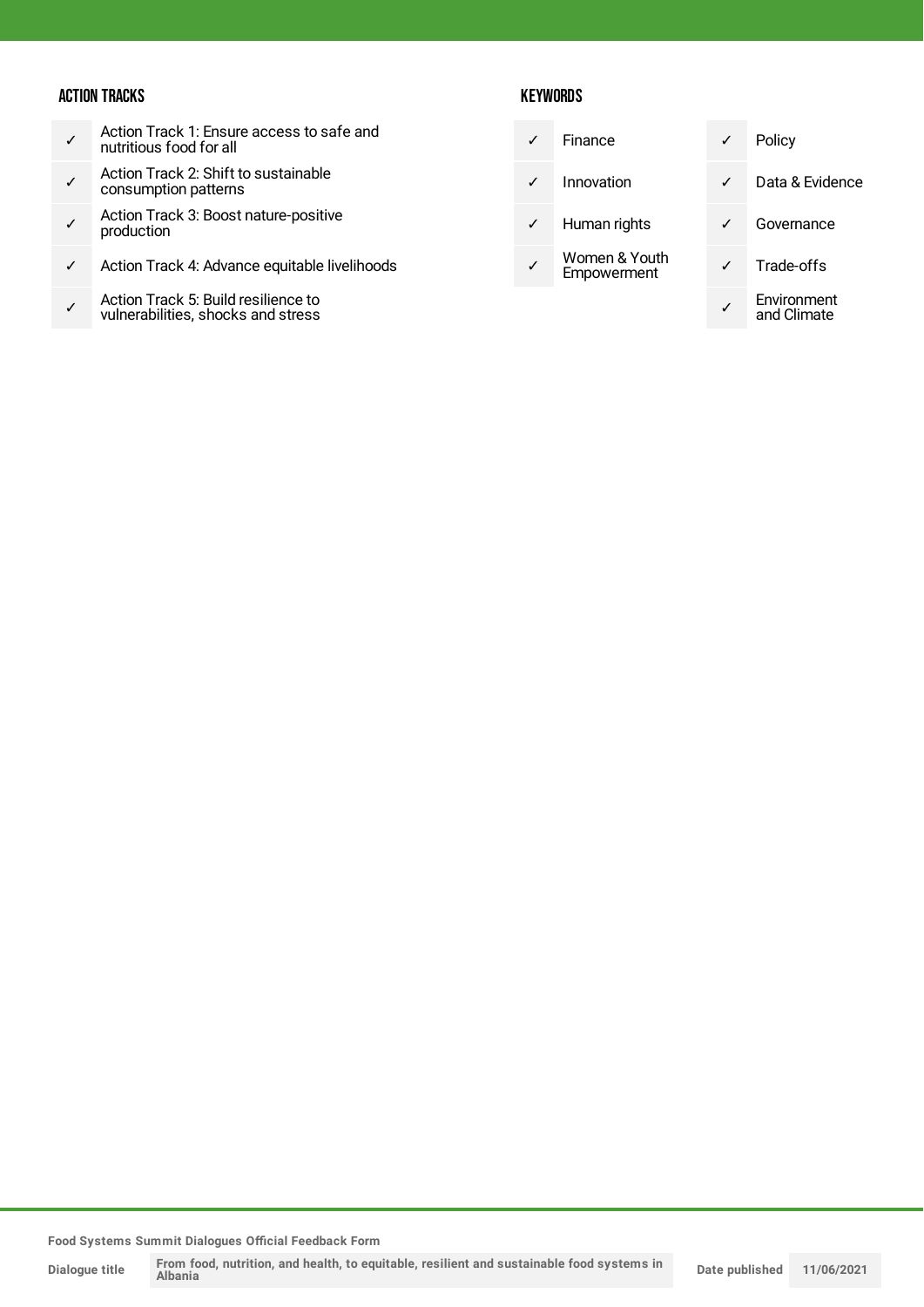### ACTION TRACKS

| | |
|---|---|
| ✓ | Action Track 1: Ensure access to safe and nutritious food for all |
| ✓ | Action Track 2: Shift to sustainable consumption patterns |
| ✓ | Action Track 3: Boost nature-positive production |
| ✓ | Action Track 4: Advance equitable livelihoods |
| ✓ | Action Track 5: Build resilience to vulnerabilities, shocks and stress |

### KEYWORDS

| | | | |
|---|---|---|---|
| ✓ | Finance | ✓ | Policy |
| ✓ | Innovation | ✓ | Data & Evidence |
| ✓ | Human rights | ✓ | Governance |
| ✓ | Women & Youth Empowerment | ✓ | Trade-offs |
| | | ✓ | Environment and Climate |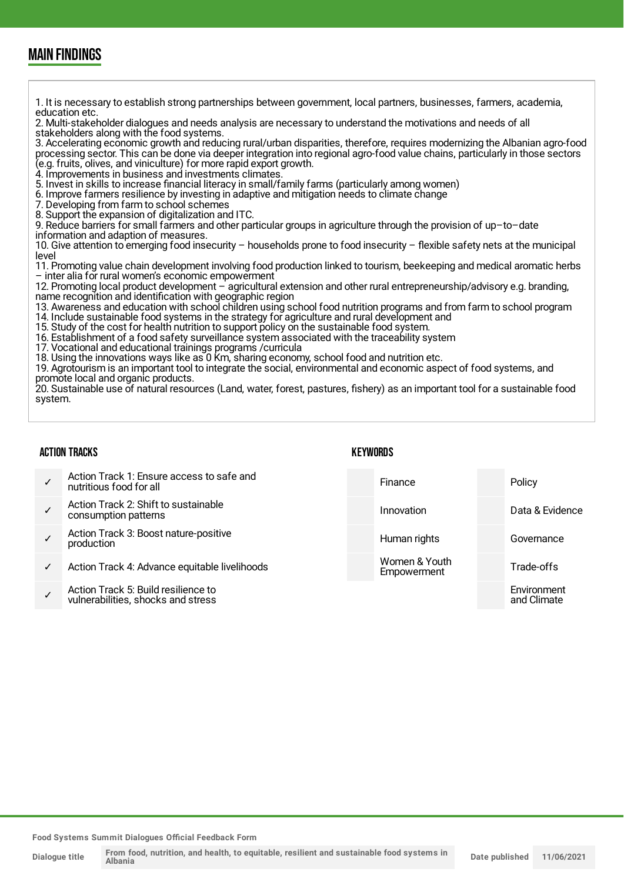## MAIN FINDINGS

1. It is necessary to establish strong partnerships between government, local partners, businesses, farmers, academia, education etc.
2. Multi-stakeholder dialogues and needs analysis are necessary to understand the motivations and needs of all stakeholders along with the food systems.
3. Accelerating economic growth and reducing rural/urban disparities, therefore, requires modernizing the Albanian agro-food processing sector. This can be done via deeper integration into regional agro-food value chains, particularly in those sectors (e.g. fruits, olives, and viniculture) for more rapid export growth.
4. Improvements in business and investments climates.
5. Invest in skills to increase financial literacy in small/family farms (particularly among women)
6. Improve farmers resilience by investing in adaptive and mitigation needs to climate change
7. Developing from farm to school schemes
8. Support the expansion of digitalization and ITC.
9. Reduce barriers for small farmers and other particular groups in agriculture through the provision of up–to–date information and adaption of measures.
10. Give attention to emerging food insecurity – households prone to food insecurity – flexible safety nets at the municipal level
11. Promoting value chain development involving food production linked to tourism, beekeeping and medical aromatic herbs – inter alia for rural women's economic empowerment
12. Promoting local product development – agricultural extension and other rural entrepreneurship/advisory e.g. branding, name recognition and identification with geographic region
13. Awareness and education with school children using school food nutrition programs and from farm to school program
14. Include sustainable food systems in the strategy for agriculture and rural development and
15. Study of the cost for health nutrition to support policy on the sustainable food system.
16. Establishment of a food safety surveillance system associated with the traceability system
17. Vocational and educational trainings programs /curricula
18. Using the innovations ways like as 0 Km, sharing economy, school food and nutrition etc.
19. Agrotourism is an important tool to integrate the social, environmental and economic aspect of food systems, and promote local and organic products.
20. Sustainable use of natural resources (Land, water, forest, pastures, fishery) as an important tool for a sustainable food system.

### ACTION TRACKS

| | |
|---|---|
| ✓ | Action Track 1: Ensure access to safe and nutritious food for all |
| ✓ | Action Track 2: Shift to sustainable consumption patterns |
| ✓ | Action Track 3: Boost nature-positive production |
| ✓ | Action Track 4: Advance equitable livelihoods |
| ✓ | Action Track 5: Build resilience to vulnerabilities, shocks and stress |

### KEYWORDS

| | | | |
|---|---|---|---|
| | Finance | | Policy |
| | Innovation | | Data & Evidence |
| | Human rights | | Governance |
| | Women & Youth Empowerment | | Trade-offs |
| | | | Environment and Climate |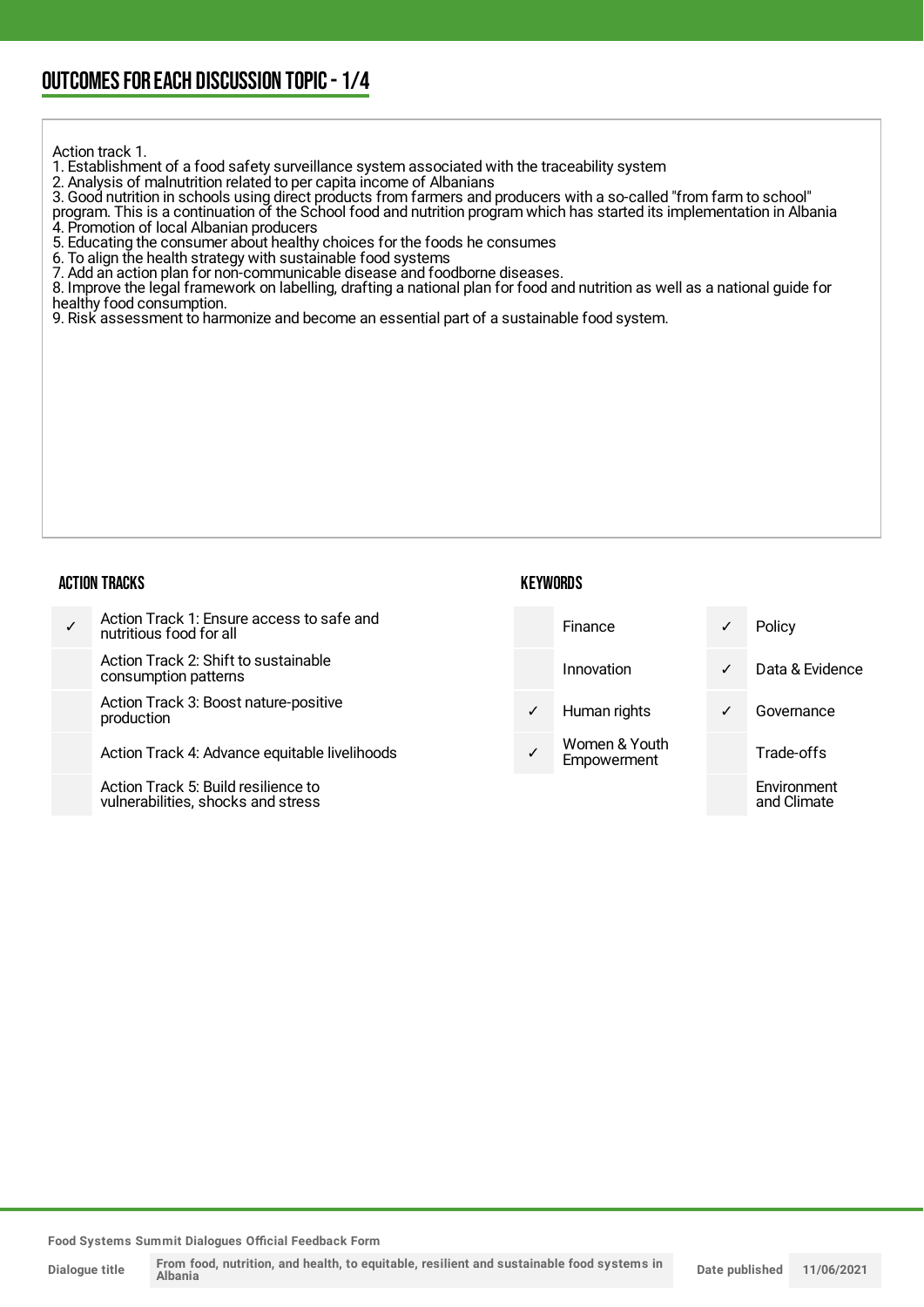## OUTCOMES FOR EACH DISCUSSION TOPIC - 1/4

Action track 1.
1. Establishment of a food safety surveillance system associated with the traceability system
2. Analysis of malnutrition related to per capita income of Albanians
3. Good nutrition in schools using direct products from farmers and producers with a so-called "from farm to school" program. This is a continuation of the School food and nutrition program which has started its implementation in Albania
4. Promotion of local Albanian producers
5. Educating the consumer about healthy choices for the foods he consumes
6. To align the health strategy with sustainable food systems
7. Add an action plan for non-communicable disease and foodborne diseases.
8. Improve the legal framework on labelling, drafting a national plan for food and nutrition as well as a national guide for healthy food consumption.
9. Risk assessment to harmonize and become an essential part of a sustainable food system.

### ACTION TRACKS

| | |
|---|---|
| ✓ | Action Track 1: Ensure access to safe and nutritious food for all |
| | Action Track 2: Shift to sustainable consumption patterns |
| | Action Track 3: Boost nature-positive production |
| | Action Track 4: Advance equitable livelihoods |
| | Action Track 5: Build resilience to vulnerabilities, shocks and stress |

### KEYWORDS

| | | | |
|---|---|---|---|
| | Finance | ✓ | Policy |
| | Innovation | ✓ | Data & Evidence |
| ✓ | Human rights | ✓ | Governance |
| ✓ | Women & Youth Empowerment | | Trade-offs |
| | | | Environment and Climate |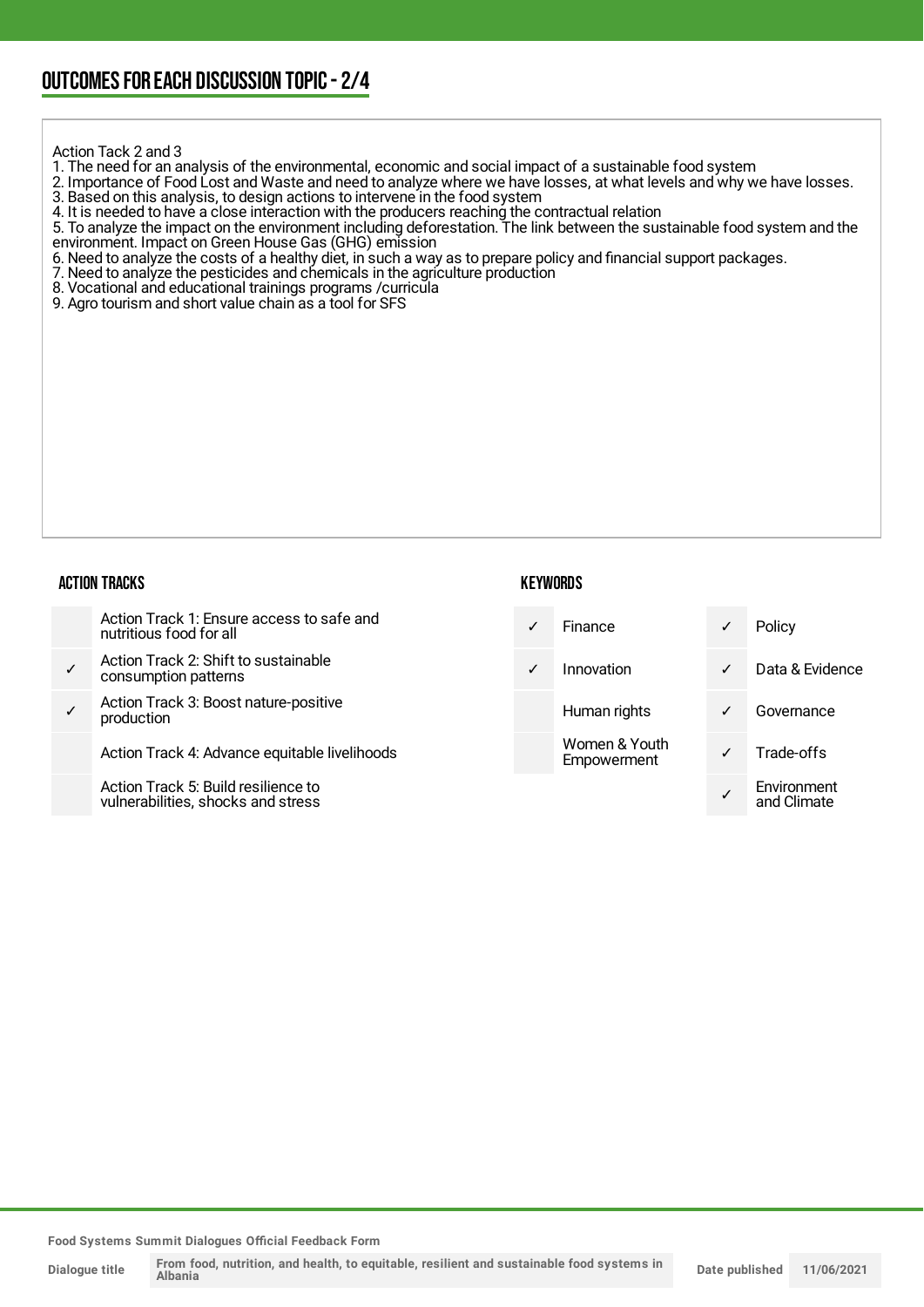## OUTCOMES FOR EACH DISCUSSION TOPIC - 2/4

Action Tack 2 and 3

1. The need for an analysis of the environmental, economic and social impact of a sustainable food system
2. Importance of Food Lost and Waste and need to analyze where we have losses, at what levels and why we have losses.
3. Based on this analysis, to design actions to intervene in the food system
4. It is needed to have a close interaction with the producers reaching the contractual relation
5. To analyze the impact on the environment including deforestation. The link between the sustainable food system and the environment. Impact on Green House Gas (GHG) emission
6. Need to analyze the costs of a healthy diet, in such a way as to prepare policy and financial support packages.
7. Need to analyze the pesticides and chemicals in the agriculture production
8. Vocational and educational trainings programs /curricula
9. Agro tourism and short value chain as a tool for SFS

### ACTION TRACKS

| | |
|---|---|
| | Action Track 1: Ensure access to safe and nutritious food for all |
| ✓ | Action Track 2: Shift to sustainable consumption patterns |
| ✓ | Action Track 3: Boost nature-positive production |
| | Action Track 4: Advance equitable livelihoods |
| | Action Track 5: Build resilience to vulnerabilities, shocks and stress |

### KEYWORDS

| | | | |
|---|---|---|---|
| ✓ | Finance | ✓ | Policy |
| ✓ | Innovation | ✓ | Data & Evidence |
| | Human rights | ✓ | Governance |
| | Women & Youth Empowerment | ✓ | Trade-offs |
| | | ✓ | Environment and Climate |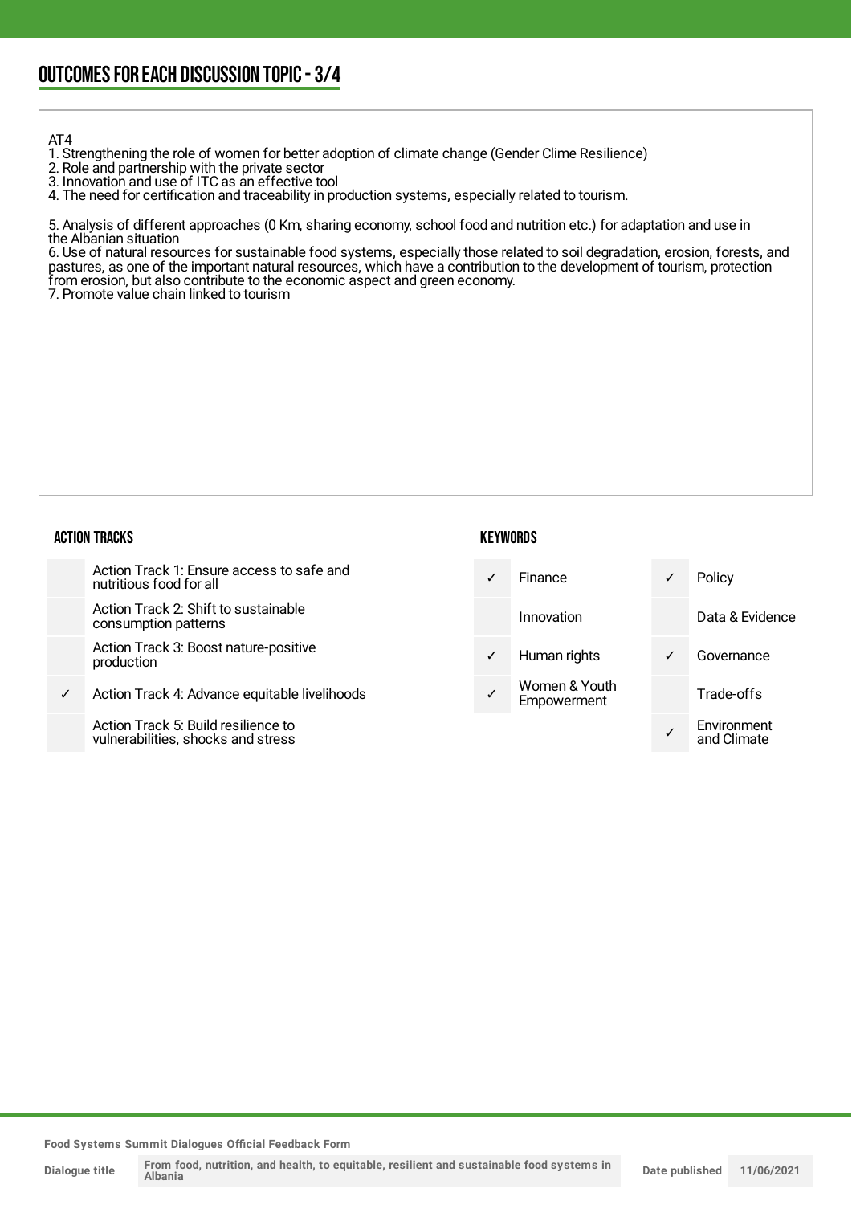## OUTCOMES FOR EACH DISCUSSION TOPIC - 3/4

AT4
1. Strengthening the role of women for better adoption of climate change (Gender Clime Resilience)
2. Role and partnership with the private sector
3. Innovation and use of ITC as an effective tool
4. The need for certification and traceability in production systems, especially related to tourism.

5. Analysis of different approaches (0 Km, sharing economy, school food and nutrition etc.) for adaptation and use in the Albanian situation
6. Use of natural resources for sustainable food systems, especially those related to soil degradation, erosion, forests, and pastures, as one of the important natural resources, which have a contribution to the development of tourism, protection from erosion, but also contribute to the economic aspect and green economy.
7. Promote value chain linked to tourism

### ACTION TRACKS

| | |
|---|---|
| | Action Track 1: Ensure access to safe and nutritious food for all |
| | Action Track 2: Shift to sustainable consumption patterns |
| | Action Track 3: Boost nature-positive production |
| ✓ | Action Track 4: Advance equitable livelihoods |
| | Action Track 5: Build resilience to vulnerabilities, shocks and stress |

### KEYWORDS

| | | | |
|---|---|---|---|
| ✓ | Finance | ✓ | Policy |
| | Innovation | | Data & Evidence |
| ✓ | Human rights | ✓ | Governance |
| ✓ | Women & Youth Empowerment | | Trade-offs |
| | | ✓ | Environment and Climate |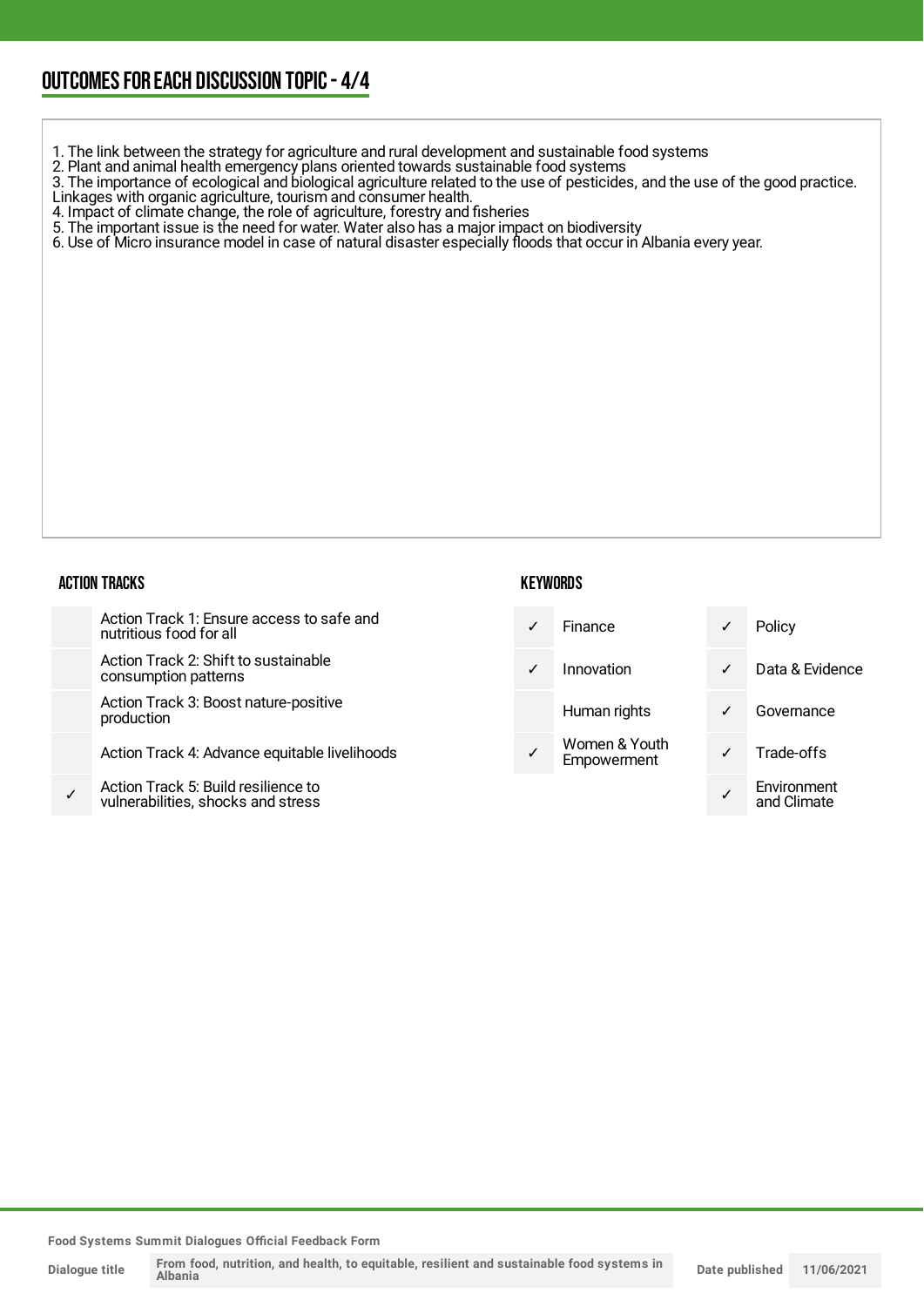## OUTCOMES FOR EACH DISCUSSION TOPIC - 4/4

1. The link between the strategy for agriculture and rural development and sustainable food systems
2. Plant and animal health emergency plans oriented towards sustainable food systems
3. The importance of ecological and biological agriculture related to the use of pesticides, and the use of the good practice. Linkages with organic agriculture, tourism and consumer health.
4. Impact of climate change, the role of agriculture, forestry and fisheries
5. The important issue is the need for water. Water also has a major impact on biodiversity
6. Use of Micro insurance model in case of natural disaster especially floods that occur in Albania every year.

### ACTION TRACKS

| | Action Track |
|---|---|
| | Action Track 1: Ensure access to safe and nutritious food for all |
| | Action Track 2: Shift to sustainable consumption patterns |
| | Action Track 3: Boost nature-positive production |
| | Action Track 4: Advance equitable livelihoods |
| ✓ | Action Track 5: Build resilience to vulnerabilities, shocks and stress |

### KEYWORDS

| | Keyword | | Keyword |
|---|---|---|---|
| ✓ | Finance | ✓ | Policy |
| ✓ | Innovation | ✓ | Data & Evidence |
| | Human rights | ✓ | Governance |
| ✓ | Women & Youth Empowerment | ✓ | Trade-offs |
| | | ✓ | Environment and Climate |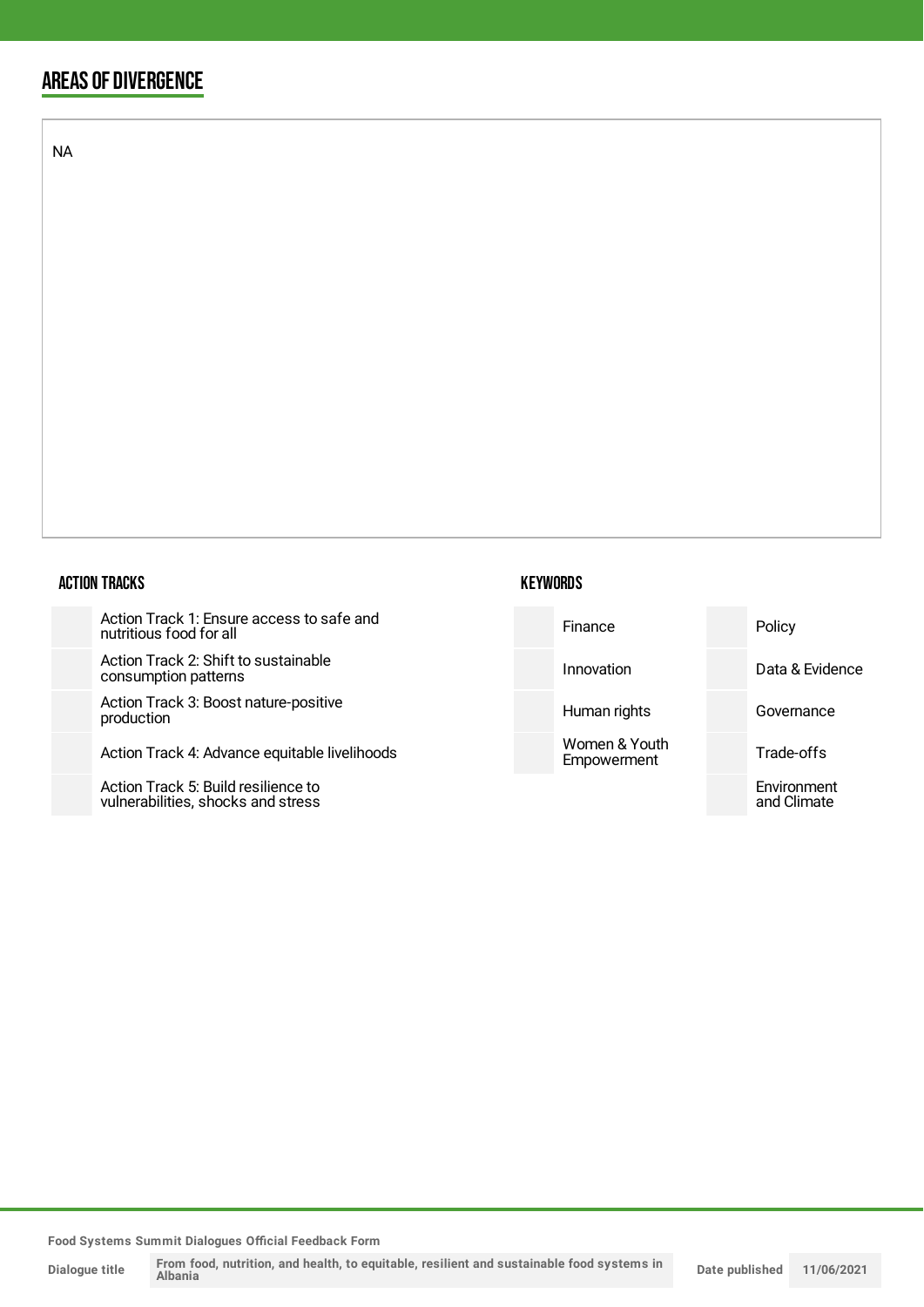## AREAS OF DIVERGENCE

NA

### ACTION TRACKS

- Action Track 1: Ensure access to safe and nutritious food for all
- Action Track 2: Shift to sustainable consumption patterns
- Action Track 3: Boost nature-positive production
- Action Track 4: Advance equitable livelihoods
- Action Track 5: Build resilience to vulnerabilities, shocks and stress

### KEYWORDS

- Finance
- Innovation
- Human rights
- Women & Youth Empowerment
- Policy
- Data & Evidence
- Governance
- Trade-offs
- Environment and Climate